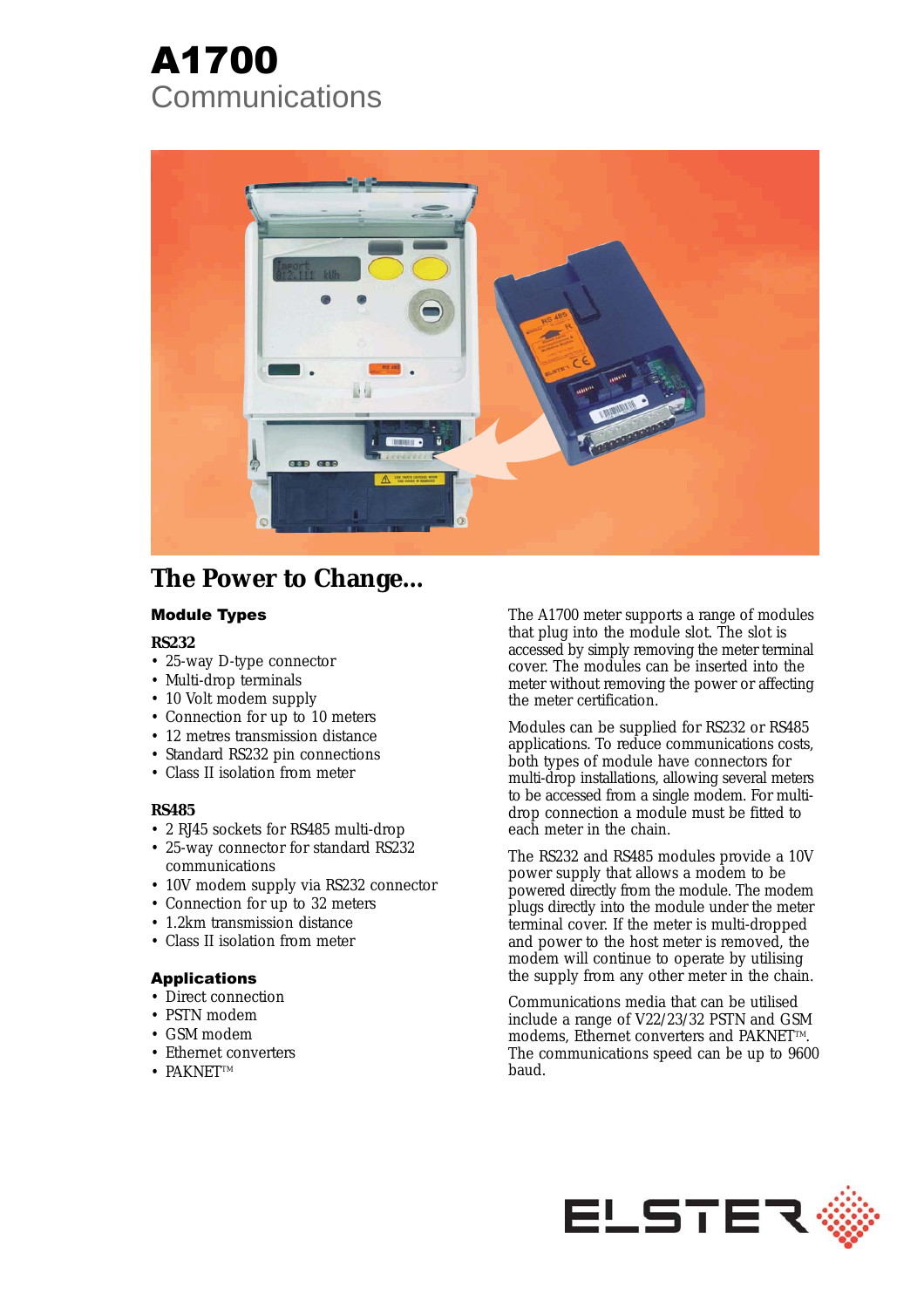# A1700

## Communications

## The Power to Change...

### Module Types

**RS232**

- 25-way D-type connector
- Multi-drop terminals
- 10 Volt modem supply
- Connection for up to 10 meters
- 12 metres transmission distance
- Standard RS232 pin connections
- Class II isolation from meter

**RS485**

- 2 RJ45 sockets for RS485 multi-drop
- 25-way connector for standard RS232 communications
- 10V modem supply via RS232 connector
- Connection for up to 32 meters
- 1.2km transmission distance
- Class II isolation from meter

### Applications

- Direct connection
- PSTN modem
- GSM modem
- Ethernet converters
- PAKNET™

The A1700 meter supports a range of modules that plug into the module slot. The slot is accessed by simply removing the meter terminal cover. The modules can be inserted into the meter without removing the power or affecting the meter certification.

Modules can be supplied for RS232 or RS485 applications. To reduce communications costs, both types of module have connectors for multi-drop installations, allowing several meters to be accessed from a single modem. For multi-drop connection a module must be fitted to each meter in the chain.

The RS232 and RS485 modules provide a 10V power supply that allows a modem to be powered directly from the module. The modem plugs directly into the module under the meter terminal cover. If the meter is multi-dropped and power to the host meter is removed, the modem will continue to operate by utilising the supply from any other meter in the chain.

Communications media that can be utilised include a range of V22/23/32 PSTN and GSM modems, Ethernet converters and PAKNET™. The communications speed can be up to 9600 baud.

ELSTER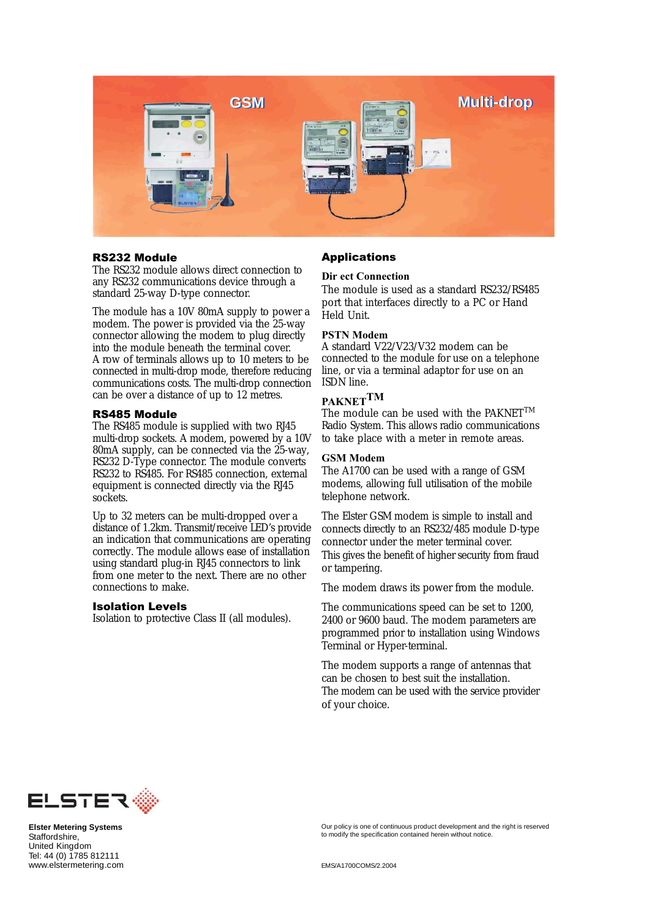GSM

Multi-drop

## RS232 Module

The RS232 module allows direct connection to any RS232 communications device through a standard 25-way D-type connector.

The module has a 10V 80mA supply to power a modem. The power is provided via the 25-way connector allowing the modem to plug directly into the module beneath the terminal cover.
A row of terminals allows up to 10 meters to be connected in multi-drop mode, therefore reducing communications costs. The multi-drop connection can be over a distance of up to 12 metres.

## RS485 Module

The RS485 module is supplied with two RJ45 multi-drop sockets. A modem, powered by a 10V 80mA supply, can be connected via the 25-way, RS232 D-Type connector. The module converts RS232 to RS485. For RS485 connection, external equipment is connected directly via the RJ45 sockets.

Up to 32 meters can be multi-dropped over a distance of 1.2km. Transmit/receive LED's provide an indication that communications are operating correctly. The module allows ease of installation using standard plug-in RJ45 connectors to link from one meter to the next. There are no other connections to make.

## Isolation Levels

Isolation to protective Class II (all modules).

## Applications

### Dir ect Connection

The module is used as a standard RS232/RS485 port that interfaces directly to a PC or Hand Held Unit.

### PSTN Modem

A standard V22/V23/V32 modem can be connected to the module for use on a telephone line, or via a terminal adaptor for use on an ISDN line.

### PAKNET™

The module can be used with the PAKNET™ Radio System. This allows radio communications to take place with a meter in remote areas.

### GSM Modem

The A1700 can be used with a range of GSM modems, allowing full utilisation of the mobile telephone network.

The Elster GSM modem is simple to install and connects directly to an RS232/485 module D-type connector under the meter terminal cover.
This gives the benefit of higher security from fraud or tampering.

The modem draws its power from the module.

The communications speed can be set to 1200, 2400 or 9600 baud. The modem parameters are programmed prior to installation using Windows Terminal or Hyper-terminal.

The modem supports a range of antennas that can be chosen to best suit the installation.
The modem can be used with the service provider of your choice.

ELSTER

**Elster Metering Systems**
Staffordshire,
United Kingdom
Tel: 44 (0) 1785 812111
www.elstermetering.com

Our policy is one of continuous product development and the right is reserved to modify the specification contained herein without notice.

EMS/A1700COMS/2.2004